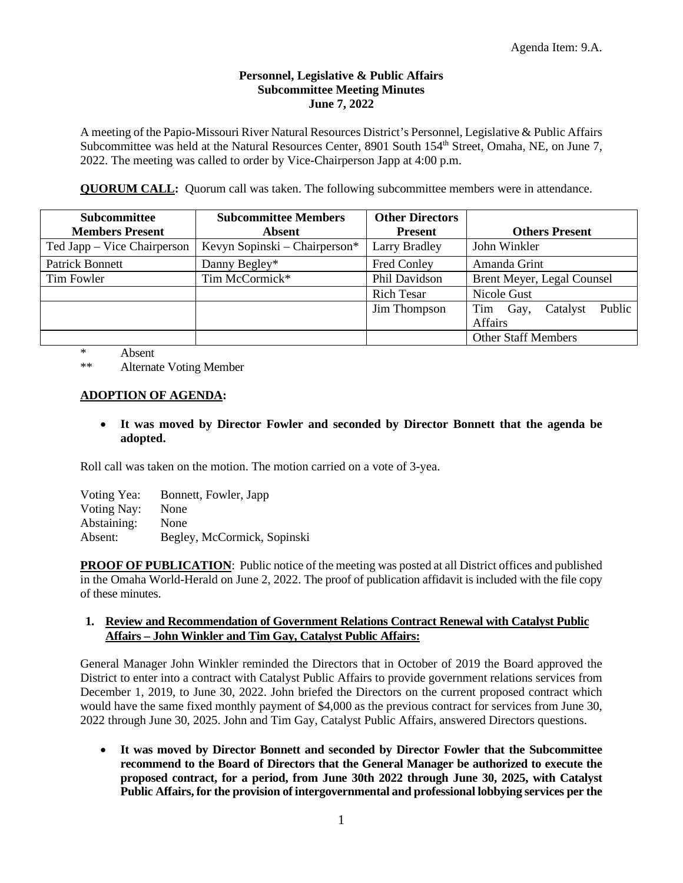Agenda Item: 9.A.

**Personnel, Legislative & Public Affairs**
**Subcommittee Meeting Minutes**
**June 7, 2022**

A meeting of the Papio-Missouri River Natural Resources District's Personnel, Legislative & Public Affairs Subcommittee was held at the Natural Resources Center, 8901 South 154th Street, Omaha, NE, on June 7, 2022. The meeting was called to order by Vice-Chairperson Japp at 4:00 p.m.

**QUORUM CALL:** Quorum call was taken. The following subcommittee members were in attendance.

| Subcommittee Members Present | Subcommittee Members Absent | Other Directors Present | Others Present |
|---|---|---|---|
| Ted Japp – Vice Chairperson | Kevyn Sopinski – Chairperson* | Larry Bradley | John Winkler |
| Patrick Bonnett | Danny Begley* | Fred Conley | Amanda Grint |
| Tim Fowler | Tim McCormick* | Phil Davidson | Brent Meyer, Legal Counsel |
| | | Rich Tesar | Nicole Gust |
| | | Jim Thompson | Tim Gay, Catalyst Public Affairs |
| | | | Other Staff Members |

\* Absent
\** Alternate Voting Member

**ADOPTION OF AGENDA:**

- **It was moved by Director Fowler and seconded by Director Bonnett that the agenda be adopted.**

Roll call was taken on the motion. The motion carried on a vote of 3-yea.

Voting Yea: Bonnett, Fowler, Japp
Voting Nay: None
Abstaining: None
Absent: Begley, McCormick, Sopinski

**PROOF OF PUBLICATION**: Public notice of the meeting was posted at all District offices and published in the Omaha World-Herald on June 2, 2022. The proof of publication affidavit is included with the file copy of these minutes.

**1. Review and Recommendation of Government Relations Contract Renewal with Catalyst Public Affairs – John Winkler and Tim Gay, Catalyst Public Affairs:**

General Manager John Winkler reminded the Directors that in October of 2019 the Board approved the District to enter into a contract with Catalyst Public Affairs to provide government relations services from December 1, 2019, to June 30, 2022. John briefed the Directors on the current proposed contract which would have the same fixed monthly payment of $4,000 as the previous contract for services from June 30, 2022 through June 30, 2025. John and Tim Gay, Catalyst Public Affairs, answered Directors questions.

- **It was moved by Director Bonnett and seconded by Director Fowler that the Subcommittee recommend to the Board of Directors that the General Manager be authorized to execute the proposed contract, for a period, from June 30th 2022 through June 30, 2025, with Catalyst Public Affairs, for the provision of intergovernmental and professional lobbying services per the**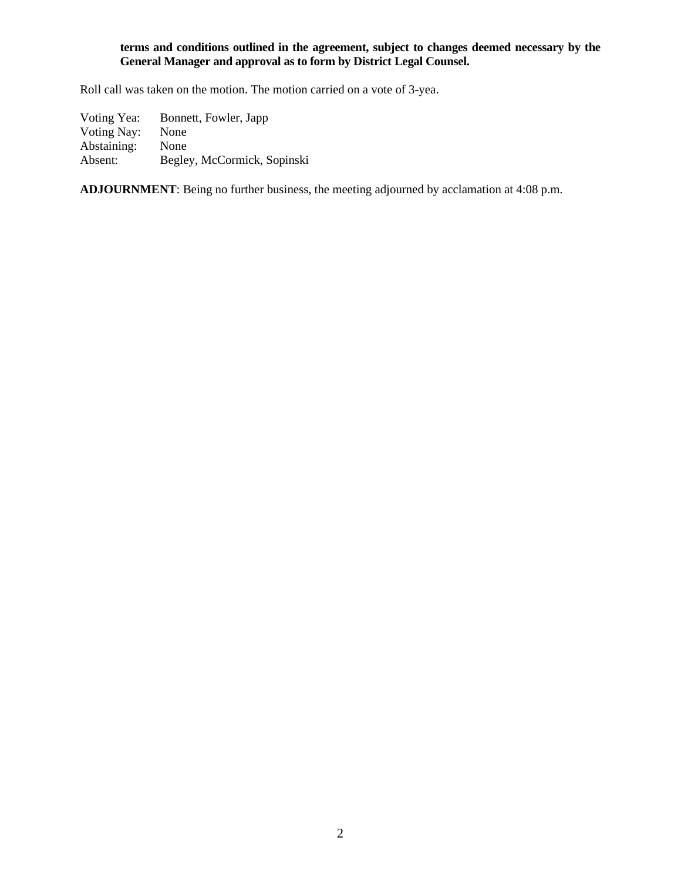**terms and conditions outlined in the agreement, subject to changes deemed necessary by the General Manager and approval as to form by District Legal Counsel.**

Roll call was taken on the motion. The motion carried on a vote of 3-yea.

Voting Yea: Bonnett, Fowler, Japp
Voting Nay: None
Abstaining: None
Absent: Begley, McCormick, Sopinski

**ADJOURNMENT**: Being no further business, the meeting adjourned by acclamation at 4:08 p.m.